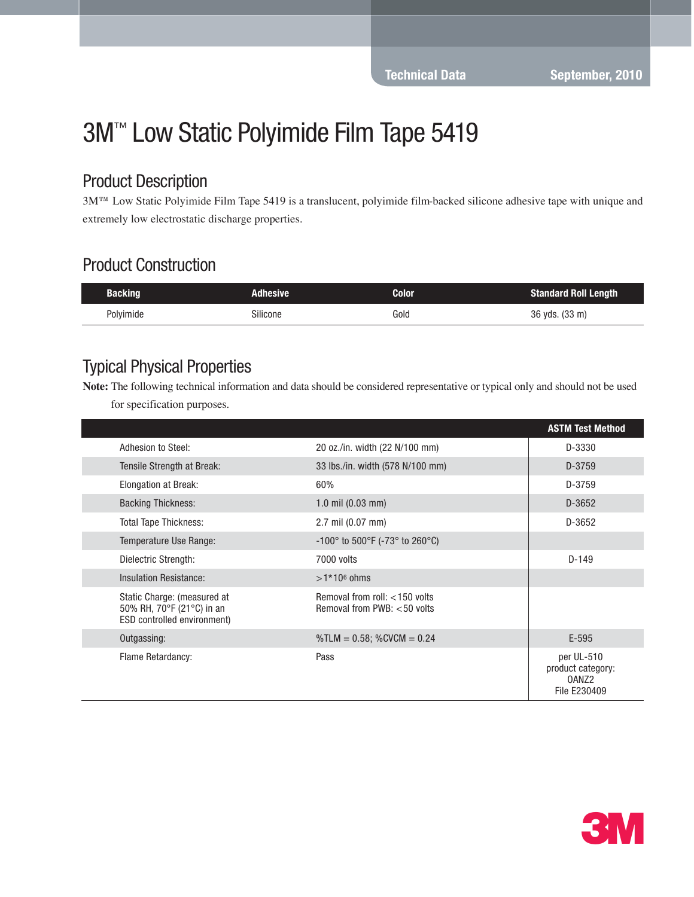Technical Data September, 2010

# 3M™ Low Static Polyimide Film Tape 5419

## Product Description

3M™ Low Static Polyimide Film Tape 5419 is a translucent, polyimide film-backed silicone adhesive tape with unique and extremely low electrostatic discharge properties.

## Product Construction

| Backing | Adhesive | Color | Standard Roll Length |
|---|---|---|---|
| Polyimide | Silicone | Gold | 36 yds. (33 m) |

## Typical Physical Properties

**Note:** The following technical information and data should be considered representative or typical only and should not be used for specification purposes.

| | | ASTM Test Method |
|---|---|---|
| Adhesion to Steel: | 20 oz./in. width (22 N/100 mm) | D-3330 |
| Tensile Strength at Break: | 33 lbs./in. width (578 N/100 mm) | D-3759 |
| Elongation at Break: | 60% | D-3759 |
| Backing Thickness: | 1.0 mil (0.03 mm) | D-3652 |
| Total Tape Thickness: | 2.7 mil (0.07 mm) | D-3652 |
| Temperature Use Range: | -100° to 500°F (-73° to 260°C) | |
| Dielectric Strength: | 7000 volts | D-149 |
| Insulation Resistance: | $>1*10^6$ ohms | |
| Static Charge: (measured at 50% RH, 70°F (21°C) in an ESD controlled environment) | Removal from roll: <150 volts<br>Removal from PWB: <50 volts | |
| Outgassing: | %TLM = 0.58; %CVCM = 0.24 | E-595 |
| Flame Retardancy: | Pass | per UL-510 product category: OANZ2 File E230409 |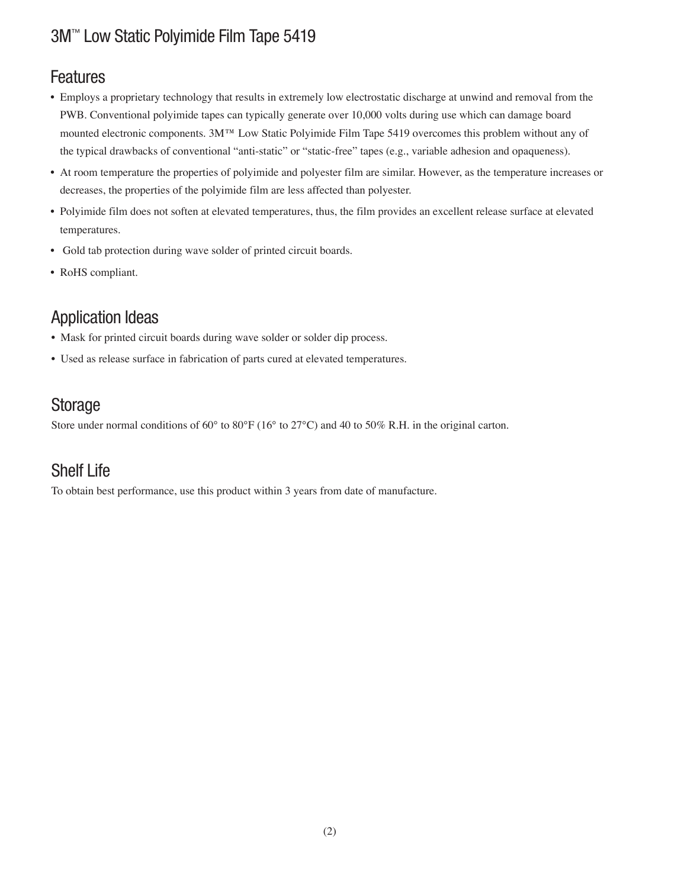# 3M™ Low Static Polyimide Film Tape 5419

## Features

- Employs a proprietary technology that results in extremely low electrostatic discharge at unwind and removal from the PWB. Conventional polyimide tapes can typically generate over 10,000 volts during use which can damage board mounted electronic components. 3M™ Low Static Polyimide Film Tape 5419 overcomes this problem without any of the typical drawbacks of conventional “anti-static” or “static-free” tapes (e.g., variable adhesion and opaqueness).
- At room temperature the properties of polyimide and polyester film are similar. However, as the temperature increases or decreases, the properties of the polyimide film are less affected than polyester.
- Polyimide film does not soften at elevated temperatures, thus, the film provides an excellent release surface at elevated temperatures.
- Gold tab protection during wave solder of printed circuit boards.
- RoHS compliant.

## Application Ideas

- Mask for printed circuit boards during wave solder or solder dip process.
- Used as release surface in fabrication of parts cured at elevated temperatures.

## Storage

Store under normal conditions of 60° to 80°F (16° to 27°C) and 40 to 50% R.H. in the original carton.

## Shelf Life

To obtain best performance, use this product within 3 years from date of manufacture.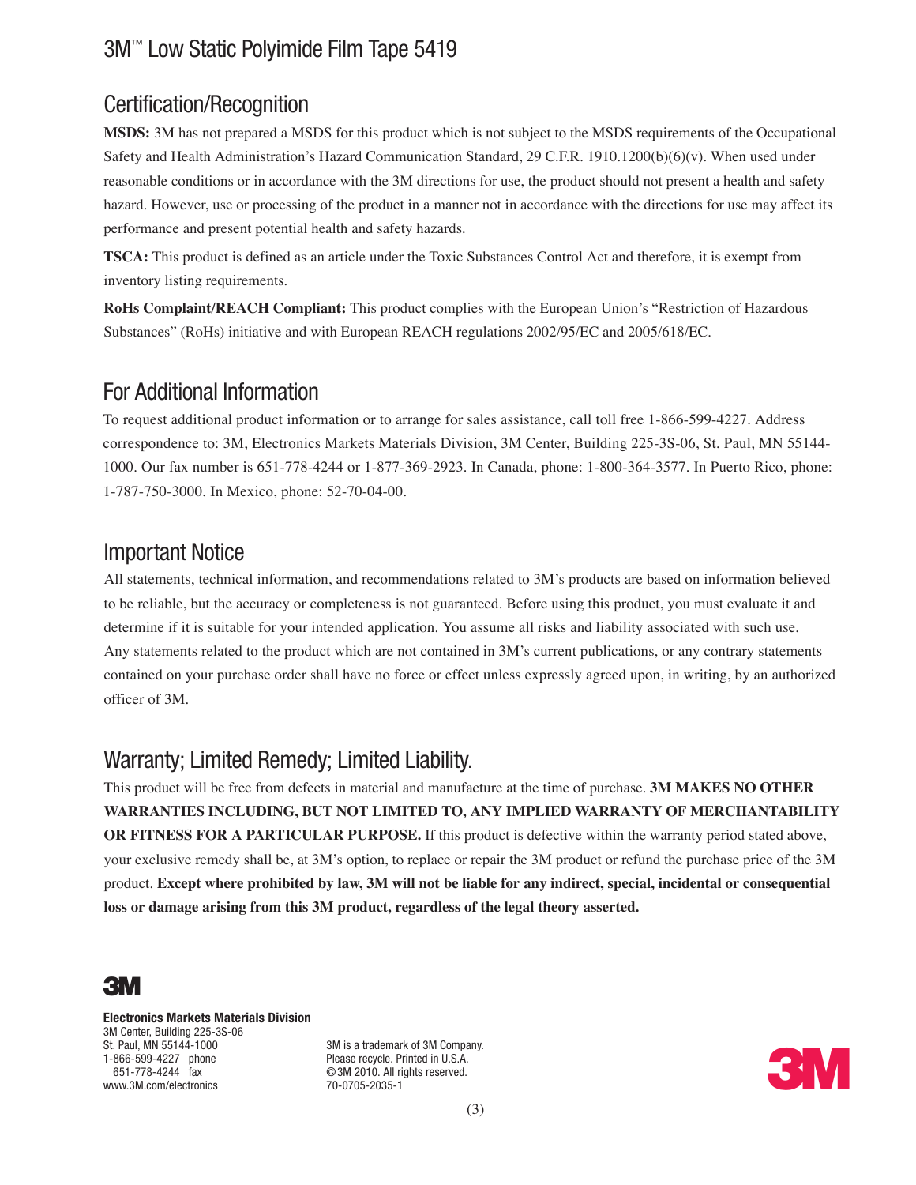# 3M™ Low Static Polyimide Film Tape 5419

## Certification/Recognition

**MSDS:** 3M has not prepared a MSDS for this product which is not subject to the MSDS requirements of the Occupational Safety and Health Administration's Hazard Communication Standard, 29 C.F.R. 1910.1200(b)(6)(v). When used under reasonable conditions or in accordance with the 3M directions for use, the product should not present a health and safety hazard. However, use or processing of the product in a manner not in accordance with the directions for use may affect its performance and present potential health and safety hazards.

**TSCA:** This product is defined as an article under the Toxic Substances Control Act and therefore, it is exempt from inventory listing requirements.

**RoHs Complaint/REACH Compliant:** This product complies with the European Union's "Restriction of Hazardous Substances" (RoHs) initiative and with European REACH regulations 2002/95/EC and 2005/618/EC.

## For Additional Information

To request additional product information or to arrange for sales assistance, call toll free 1-866-599-4227. Address correspondence to: 3M, Electronics Markets Materials Division, 3M Center, Building 225-3S-06, St. Paul, MN 55144-1000. Our fax number is 651-778-4244 or 1-877-369-2923. In Canada, phone: 1-800-364-3577. In Puerto Rico, phone: 1-787-750-3000. In Mexico, phone: 52-70-04-00.

## Important Notice

All statements, technical information, and recommendations related to 3M's products are based on information believed to be reliable, but the accuracy or completeness is not guaranteed. Before using this product, you must evaluate it and determine if it is suitable for your intended application. You assume all risks and liability associated with such use. Any statements related to the product which are not contained in 3M's current publications, or any contrary statements contained on your purchase order shall have no force or effect unless expressly agreed upon, in writing, by an authorized officer of 3M.

## Warranty; Limited Remedy; Limited Liability.

This product will be free from defects in material and manufacture at the time of purchase. **3M MAKES NO OTHER WARRANTIES INCLUDING, BUT NOT LIMITED TO, ANY IMPLIED WARRANTY OF MERCHANTABILITY OR FITNESS FOR A PARTICULAR PURPOSE.** If this product is defective within the warranty period stated above, your exclusive remedy shall be, at 3M's option, to replace or repair the 3M product or refund the purchase price of the 3M product. **Except where prohibited by law, 3M will not be liable for any indirect, special, incidental or consequential loss or damage arising from this 3M product, regardless of the legal theory asserted.**

3M

**Electronics Markets Materials Division**
3M Center, Building 225-3S-06
St. Paul, MN 55144-1000
1-866-599-4227 phone
651-778-4244 fax
www.3M.com/electronics

3M is a trademark of 3M Company.
Please recycle. Printed in U.S.A.
©3M 2010. All rights reserved.
70-0705-2035-1

3M